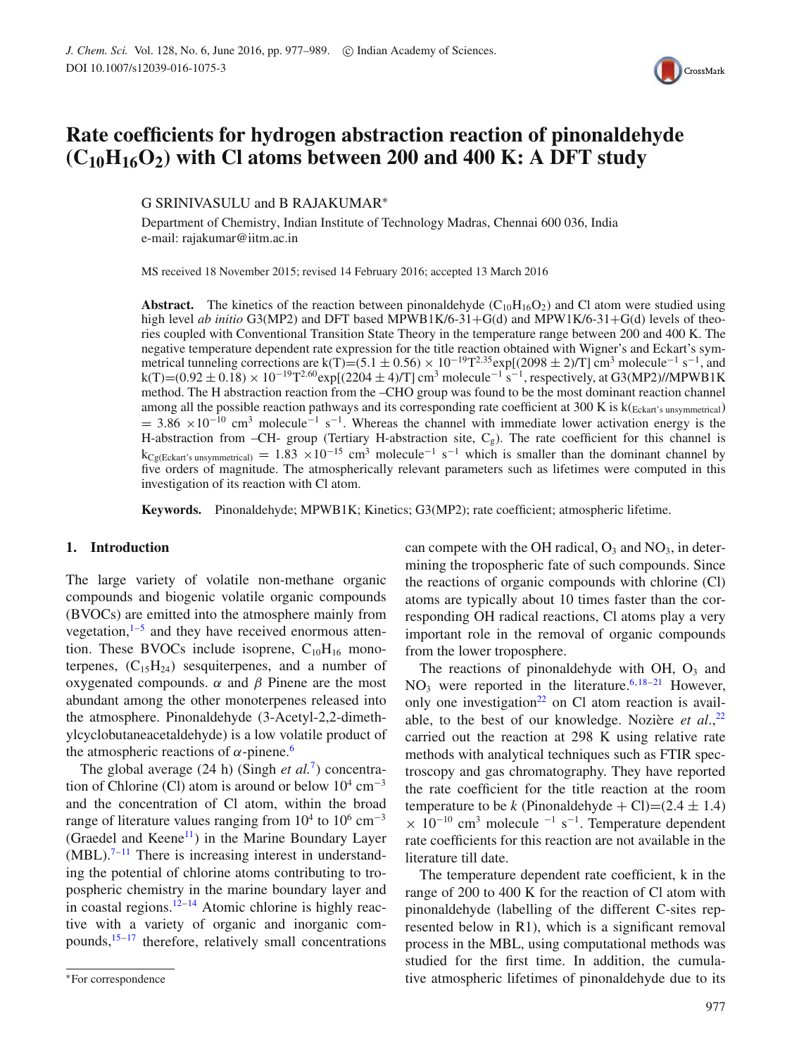# Rate coefficients for hydrogen abstraction reaction of pinonaldehyde ($C_{10}H_{16}O_2$) with Cl atoms between 200 and 400 K: A DFT study

G SRINIVASULU and B RAJAKUMAR*

Department of Chemistry, Indian Institute of Technology Madras, Chennai 600 036, India
e-mail: rajakumar@iitm.ac.in

MS received 18 November 2015; revised 14 February 2016; accepted 13 March 2016

**Abstract.** The kinetics of the reaction between pinonaldehyde ($C_{10}H_{16}O_2$) and Cl atom were studied using high level *ab initio* G3(MP2) and DFT based MPWB1K/6-31+G(d) and MPW1K/6-31+G(d) levels of theories coupled with Conventional Transition State Theory in the temperature range between 200 and 400 K. The negative temperature dependent rate expression for the title reaction obtained with Wigner's and Eckart's symmetrical tunneling corrections are $k(T)=(5.1 \pm 0.56) \times 10^{-19}T^{2.35}\exp[(2098 \pm 2)/T]$ cm$^3$ molecule$^{-1}$ s$^{-1}$, and $k(T)=(0.92 \pm 0.18) \times 10^{-19}T^{2.60}\exp[(2204 \pm 4)/T]$ cm$^3$ molecule$^{-1}$ s$^{-1}$, respectively, at G3(MP2)//MPWB1K method. The H abstraction reaction from the –CHO group was found to be the most dominant reaction channel among all the possible reaction pathways and its corresponding rate coefficient at 300 K is $k_{(\text{Eckart's unsymmetrical})} = 3.86 \times 10^{-10}$ cm$^3$ molecule$^{-1}$ s$^{-1}$. Whereas the channel with immediate lower activation energy is the H-abstraction from –CH- group (Tertiary H-abstraction site, $C_g$). The rate coefficient for this channel is $k_{Cg(\text{Eckart's unsymmetrical})} = 1.83 \times 10^{-15}$ cm$^3$ molecule$^{-1}$ s$^{-1}$ which is smaller than the dominant channel by five orders of magnitude. The atmospherically relevant parameters such as lifetimes were computed in this investigation of its reaction with Cl atom.

**Keywords.** Pinonaldehyde; MPWB1K; Kinetics; G3(MP2); rate coefficient; atmospheric lifetime.

## 1. Introduction

The large variety of volatile non-methane organic compounds and biogenic volatile organic compounds (BVOCs) are emitted into the atmosphere mainly from vegetation,[1–5] and they have received enormous attention. These BVOCs include isoprene, $C_{10}H_{16}$ monoterpenes, ($C_{15}H_{24}$) sesquiterpenes, and a number of oxygenated compounds. $\alpha$ and $\beta$ Pinene are the most abundant among the other monoterpenes released into the atmosphere. Pinonaldehyde (3-Acetyl-2,2-dimethylcyclobutaneacetaldehyde) is a low volatile product of the atmospheric reactions of $\alpha$-pinene.[6]

The global average (24 h) (Singh *et al.*[7]) concentration of Chlorine (Cl) atom is around or below $10^4$ cm$^{-3}$ and the concentration of Cl atom, within the broad range of literature values ranging from $10^4$ to $10^6$ cm$^{-3}$ (Graedel and Keene[11]) in the Marine Boundary Layer (MBL).[7–11] There is increasing interest in understanding the potential of chlorine atoms contributing to tropospheric chemistry in the marine boundary layer and in coastal regions.[12–14] Atomic chlorine is highly reactive with a variety of organic and inorganic compounds,[15–17] therefore, relatively small concentrations can compete with the OH radical, $O_3$ and $NO_3$, in determining the tropospheric fate of such compounds. Since the reactions of organic compounds with chlorine (Cl) atoms are typically about 10 times faster than the corresponding OH radical reactions, Cl atoms play a very important role in the removal of organic compounds from the lower troposphere.

The reactions of pinonaldehyde with OH, $O_3$ and $NO_3$ were reported in the literature.[6,18–21] However, only one investigation[22] on Cl atom reaction is available, to the best of our knowledge. Nozière *et al.*,[22] carried out the reaction at 298 K using relative rate methods with analytical techniques such as FTIR spectroscopy and gas chromatography. They have reported the rate coefficient for the title reaction at the room temperature to be $k$ (Pinonaldehyde + Cl)$=(2.4 \pm 1.4) \times 10^{-10}$ cm$^3$ molecule$^{-1}$ s$^{-1}$. Temperature dependent rate coefficients for this reaction are not available in the literature till date.

The temperature dependent rate coefficient, k in the range of 200 to 400 K for the reaction of Cl atom with pinonaldehyde (labelling of the different C-sites represented below in R1), which is a significant removal process in the MBL, using computational methods was studied for the first time. In addition, the cumulative atmospheric lifetimes of pinonaldehyde due to its

*For correspondence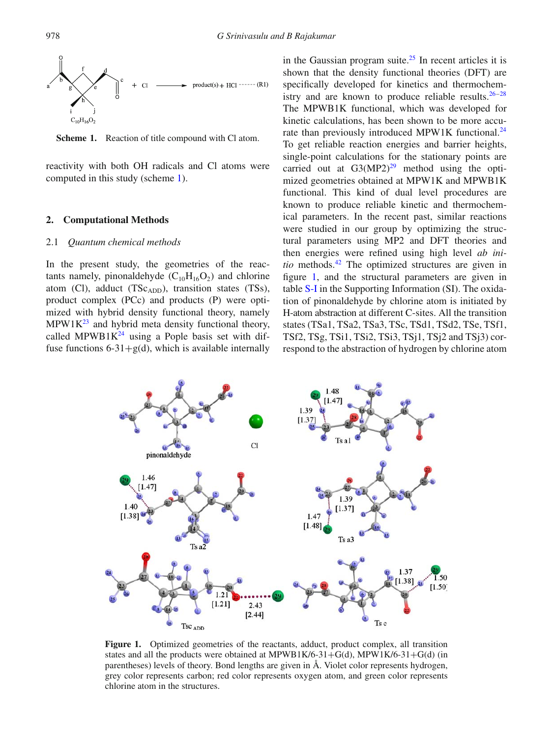$C_{10}H_{16}O_2$ + Cl ⟶ product(s) + HCl ------ (R1)

**Scheme 1.** Reaction of title compound with Cl atom.

reactivity with both OH radicals and Cl atoms were computed in this study (scheme 1).

## 2. Computational Methods

### 2.1 *Quantum chemical methods*

In the present study, the geometries of the reactants namely, pinonaldehyde ($C_{10}H_{16}O_2$) and chlorine atom (Cl), adduct ($TSc_{ADD}$), transition states (TSs), product complex (PCc) and products (P) were optimized with hybrid density functional theory, namely MPW1K[23] and hybrid meta density functional theory, called MPWB1K[24] using a Pople basis set with diffuse functions 6-31+g(d), which is available internally in the Gaussian program suite.[25] In recent articles it is shown that the density functional theories (DFT) are specifically developed for kinetics and thermochemistry and are known to produce reliable results.[26–28] The MPWB1K functional, which was developed for kinetic calculations, has been shown to be more accurate than previously introduced MPW1K functional.[24] To get reliable reaction energies and barrier heights, single-point calculations for the stationary points are carried out at G3(MP2)[29] method using the optimized geometries obtained at MPW1K and MPWB1K functional. This kind of dual level procedures are known to produce reliable kinetic and thermochemical parameters. In the recent past, similar reactions were studied in our group by optimizing the structural parameters using MP2 and DFT theories and then energies were refined using high level *ab initio* methods.[42] The optimized structures are given in figure 1, and the structural parameters are given in table S-I in the Supporting Information (SI). The oxidation of pinonaldehyde by chlorine atom is initiated by H-atom abstraction at different C-sites. All the transition states (TSa1, TSa2, TSa3, TSc, TSd1, TSd2, TSe, TSf1, TSf2, TSg, TSi1, TSi2, TSi3, TSj1, TSj2 and TSj3) correspond to the abstraction of hydrogen by chlorine atom

**Figure 1.** Optimized geometries of the reactants, adduct, product complex, all transition states and all the products were obtained at MPWB1K/6-31+G(d), MPW1K/6-31+G(d) (in parentheses) levels of theory. Bond lengths are given in Å. Violet color represents hydrogen, grey color represents carbon; red color represents oxygen atom, and green color represents chlorine atom in the structures.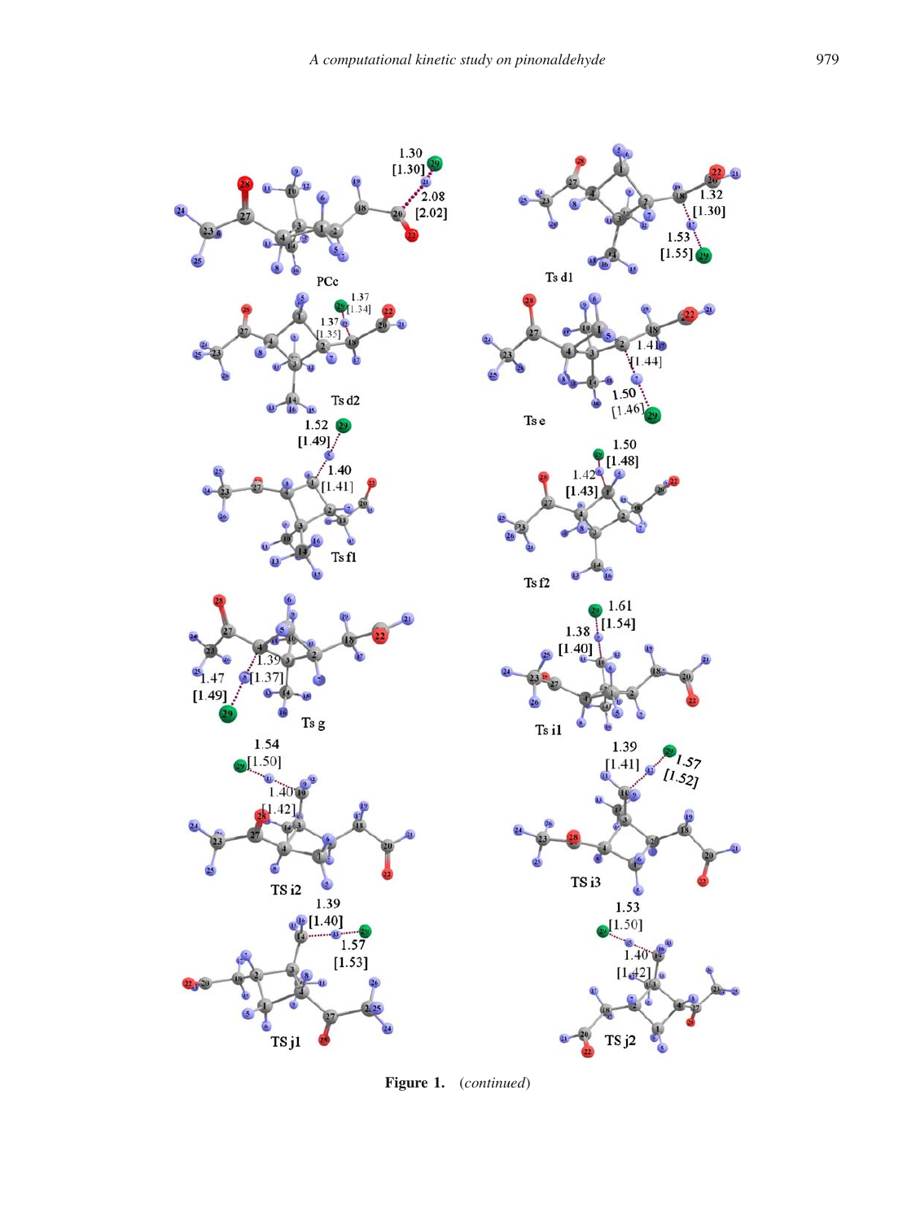**Figure 1.** (*continued*)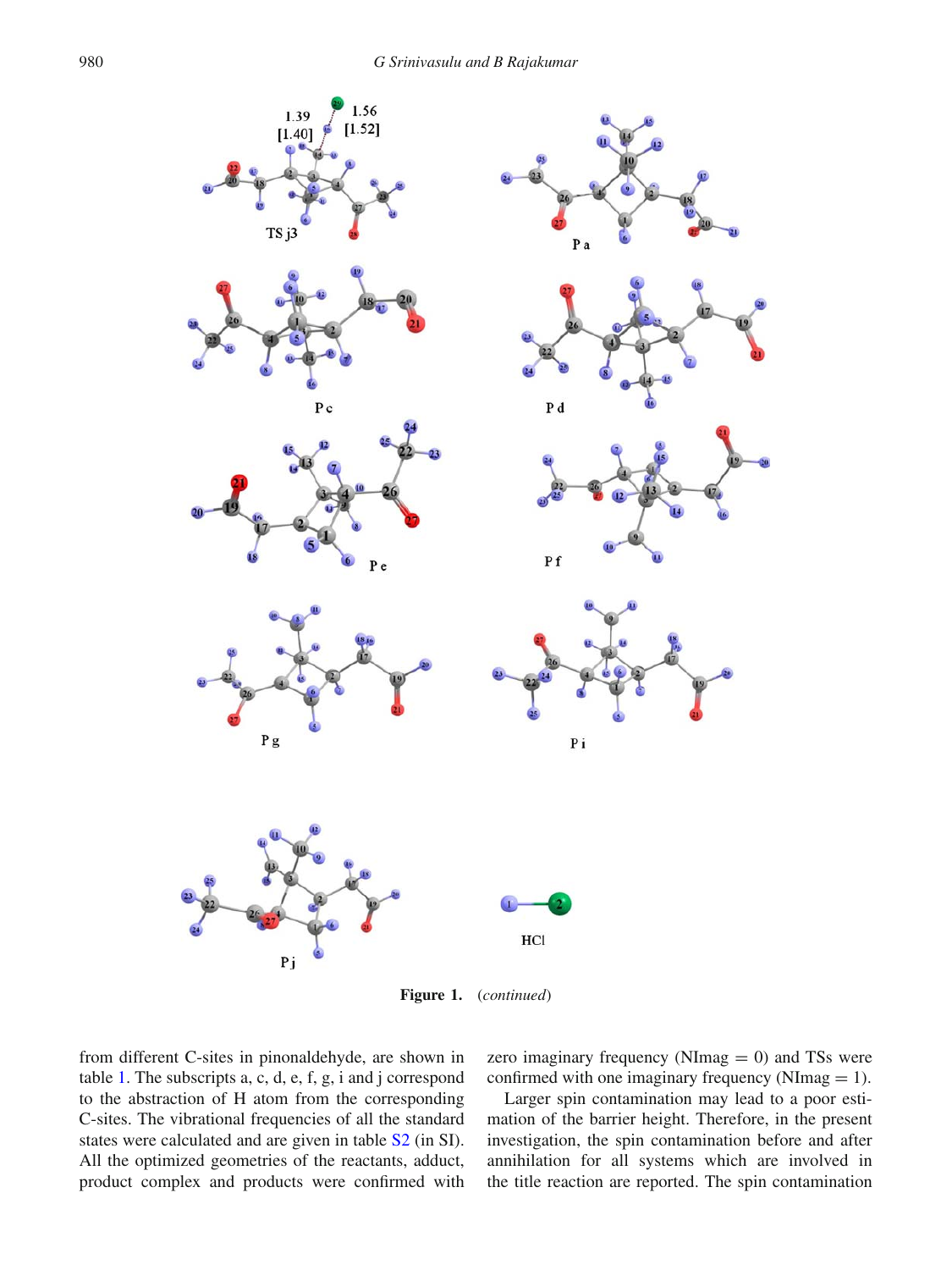Figure 1. (*continued*)

from different C-sites in pinonaldehyde, are shown in table 1. The subscripts a, c, d, e, f, g, i and j correspond to the abstraction of H atom from the corresponding C-sites. The vibrational frequencies of all the standard states were calculated and are given in table S2 (in SI). All the optimized geometries of the reactants, adduct, product complex and products were confirmed with zero imaginary frequency (NImag = 0) and TSs were confirmed with one imaginary frequency (NImag = 1).

Larger spin contamination may lead to a poor estimation of the barrier height. Therefore, in the present investigation, the spin contamination before and after annihilation for all systems which are involved in the title reaction are reported. The spin contamination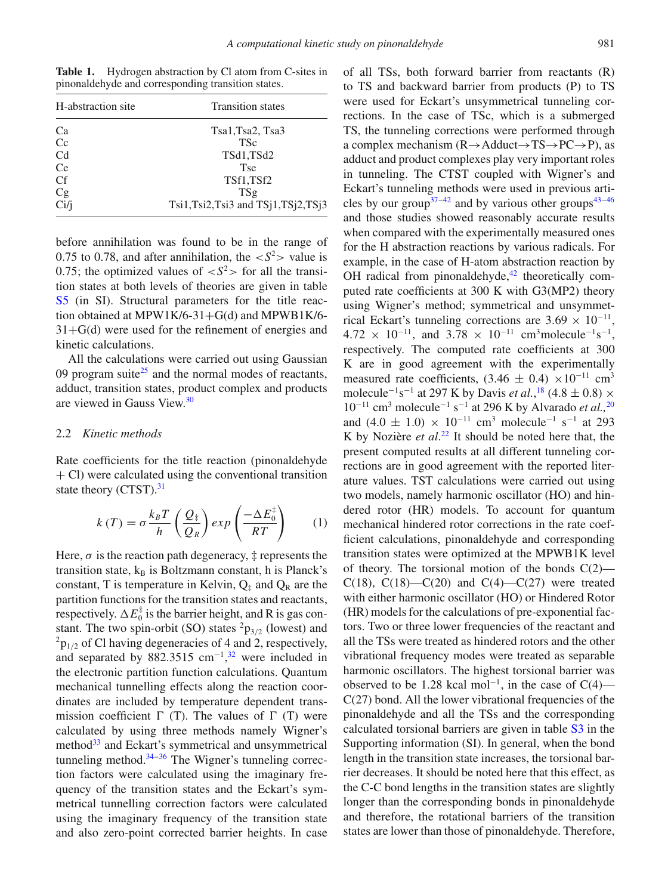**Table 1.** Hydrogen abstraction by Cl atom from C-sites in pinonaldehyde and corresponding transition states.

| H-abstraction site | Transition states |
|---|---|
| Ca | Tsa1,Tsa2, Tsa3 |
| Cc | TSc |
| Cd | TSd1,TSd2 |
| Ce | Tse |
| Cf | TSf1,TSf2 |
| Cg | TSg |
| Ci/j | Tsi1,Tsi2,Tsi3 and TSj1,TSj2,TSj3 |

before annihilation was found to be in the range of 0.75 to 0.78, and after annihilation, the $<S^2>$ value is 0.75; the optimized values of $<S^2>$ for all the transition states at both levels of theories are given in table S5 (in SI). Structural parameters for the title reaction obtained at MPW1K/6-31+G(d) and MPWB1K/6-31+G(d) were used for the refinement of energies and kinetic calculations.

All the calculations were carried out using Gaussian 09 program suite[25] and the normal modes of reactants, adduct, transition states, product complex and products are viewed in Gauss View.[30]

### 2.2 *Kinetic methods*

Rate coefficients for the title reaction (pinonaldehyde + Cl) were calculated using the conventional transition state theory (CTST).[31]

$$k\left(T\right) = \sigma \frac{k_B T}{h} \left(\frac{Q_{\ddagger}}{Q_R}\right) exp\left(\frac{-\Delta E_0^{\ddagger}}{RT}\right) \qquad (1)$$

Here, $\sigma$ is the reaction path degeneracy, ‡ represents the transition state, $k_B$ is Boltzmann constant, h is Planck's constant, T is temperature in Kelvin, $Q_{\ddagger}$ and $Q_R$ are the partition functions for the transition states and reactants, respectively. $\Delta E_0^{\ddagger}$ is the barrier height, and R is gas constant. The two spin-orbit (SO) states $^2p_{3/2}$ (lowest) and $^2p_{1/2}$ of Cl having degeneracies of 4 and 2, respectively, and separated by 882.3515 $cm^{-1}$,[32] were included in the electronic partition function calculations. Quantum mechanical tunnelling effects along the reaction coordinates are included by temperature dependent transmission coefficient $\Gamma$ (T). The values of $\Gamma$ (T) were calculated by using three methods namely Wigner's method[33] and Eckart's symmetrical and unsymmetrical tunneling method.[34–36] The Wigner's tunneling correction factors were calculated using the imaginary frequency of the transition states and the Eckart's symmetrical tunnelling correction factors were calculated using the imaginary frequency of the transition state and also zero-point corrected barrier heights. In case of all TSs, both forward barrier from reactants (R) to TS and backward barrier from products (P) to TS were used for Eckart's unsymmetrical tunneling corrections. In the case of TSc, which is a submerged TS, the tunneling corrections were performed through a complex mechanism (R→Adduct→TS→PC→P), as adduct and product complexes play very important roles in tunneling. The CTST coupled with Wigner's and Eckart's tunneling methods were used in previous articles by our group[37–42] and by various other groups[43–46] and those studies showed reasonably accurate results when compared with the experimentally measured ones for the H abstraction reactions by various radicals. For example, in the case of H-atom abstraction reaction by OH radical from pinonaldehyde,[42] theoretically computed rate coefficients at 300 K with G3(MP2) theory using Wigner's method; symmetrical and unsymmetrical Eckart's tunneling corrections are $3.69 \times 10^{-11}$, $4.72 \times 10^{-11}$, and $3.78 \times 10^{-11}$ $cm^3 molecule^{-1} s^{-1}$, respectively. The computed rate coefficients at 300 K are in good agreement with the experimentally measured rate coefficients, $(3.46 \pm 0.4) \times 10^{-11}$ $cm^3$ $molecule^{-1} s^{-1}$ at 297 K by Davis *et al.*,[18] $(4.8 \pm 0.8) \times 10^{-11}$ $cm^3$ $molecule^{-1}$ $s^{-1}$ at 296 K by Alvarado *et al.,*[20] and $(4.0 \pm 1.0) \times 10^{-11}$ $cm^3$ $molecule^{-1}$ $s^{-1}$ at 293 K by Nozière *et al*.[22] It should be noted here that, the present computed results at all different tunneling corrections are in good agreement with the reported literature values. TST calculations were carried out using two models, namely harmonic oscillator (HO) and hindered rotor (HR) models. To account for quantum mechanical hindered rotor corrections in the rate coefficient calculations, pinonaldehyde and corresponding transition states were optimized at the MPWB1K level of theory. The torsional motion of the bonds C(2)—C(18), C(18)—C(20) and C(4)—C(27) were treated with either harmonic oscillator (HO) or Hindered Rotor (HR) models for the calculations of pre-exponential factors. Two or three lower frequencies of the reactant and all the TSs were treated as hindered rotors and the other vibrational frequency modes were treated as separable harmonic oscillators. The highest torsional barrier was observed to be 1.28 kcal $mol^{-1}$, in the case of C(4)—C(27) bond. All the lower vibrational frequencies of the pinonaldehyde and all the TSs and the corresponding calculated torsional barriers are given in table S3 in the Supporting information (SI). In general, when the bond length in the transition state increases, the torsional barrier decreases. It should be noted here that this effect, as the C-C bond lengths in the transition states are slightly longer than the corresponding bonds in pinonaldehyde and therefore, the rotational barriers of the transition states are lower than those of pinonaldehyde. Therefore,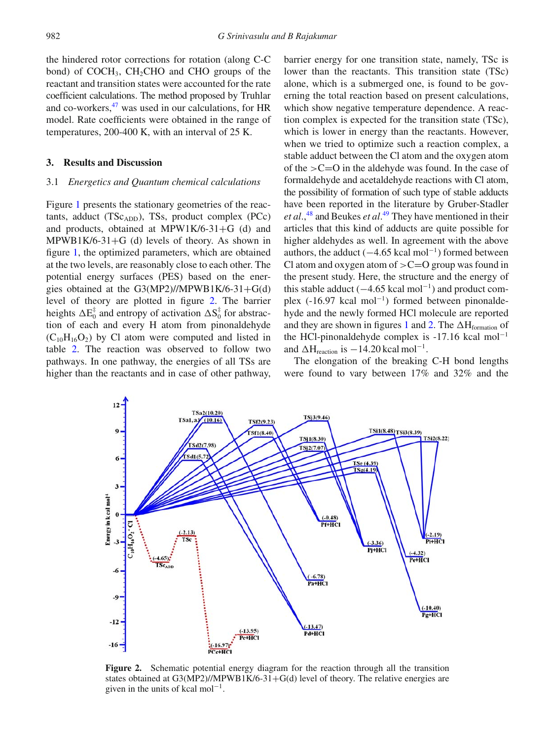the hindered rotor corrections for rotation (along C-C bond) of $COCH_3$, $CH_2CHO$ and CHO groups of the reactant and transition states were accounted for the rate coefficient calculations. The method proposed by Truhlar and co-workers,[47] was used in our calculations, for HR model. Rate coefficients were obtained in the range of temperatures, 200-400 K, with an interval of 25 K.

## 3. Results and Discussion

### 3.1 *Energetics and Quantum chemical calculations*

Figure 1 presents the stationary geometries of the reactants, adduct ($TSc_{ADD}$), TSs, product complex (PCc) and products, obtained at MPW1K/6-31+G (d) and MPWB1K/6-31+G (d) levels of theory. As shown in figure 1, the optimized parameters, which are obtained at the two levels, are reasonably close to each other. The potential energy surfaces (PES) based on the energies obtained at the G3(MP2)//MPWB1K/6-31+G(d) level of theory are plotted in figure 2. The barrier heights $\Delta E_0^{\ddagger}$ and entropy of activation $\Delta S_0^{\ddagger}$ for abstraction of each and every H atom from pinonaldehyde ($C_{10}H_{16}O_2$) by Cl atom were computed and listed in table 2. The reaction was observed to follow two pathways. In one pathway, the energies of all TSs are higher than the reactants and in case of other pathway, barrier energy for one transition state, namely, TSc is lower than the reactants. This transition state (TSc) alone, which is a submerged one, is found to be governing the total reaction based on present calculations, which show negative temperature dependence. A reaction complex is expected for the transition state (TSc), which is lower in energy than the reactants. However, when we tried to optimize such a reaction complex, a stable adduct between the Cl atom and the oxygen atom of the >C=O in the aldehyde was found. In the case of formaldehyde and acetaldehyde reactions with Cl atom, the possibility of formation of such type of stable adducts have been reported in the literature by Gruber-Stadler *et al.*,[48] and Beukes *et al.*[49] They have mentioned in their articles that this kind of adducts are quite possible for higher aldehydes as well. In agreement with the above authors, the adduct ($-4.65$ kcal $mol^{-1}$) formed between Cl atom and oxygen atom of >C=O group was found in the present study. Here, the structure and the energy of this stable adduct ($-4.65$ kcal $mol^{-1}$) and product complex (-16.97 kcal $mol^{-1}$) formed between pinonaldehyde and the newly formed HCl molecule are reported and they are shown in figures 1 and 2. The $\Delta H_{formation}$ of the HCl-pinonaldehyde complex is -17.16 kcal $mol^{-1}$ and $\Delta H_{reaction}$ is $-14.20$ kcal $mol^{-1}$.

The elongation of the breaking C-H bond lengths were found to vary between 17% and 32% and the

**Figure 2.** Schematic potential energy diagram for the reaction through all the transition states obtained at G3(MP2)//MPWB1K/6-31+G(d) level of theory. The relative energies are given in the units of kcal $mol^{-1}$.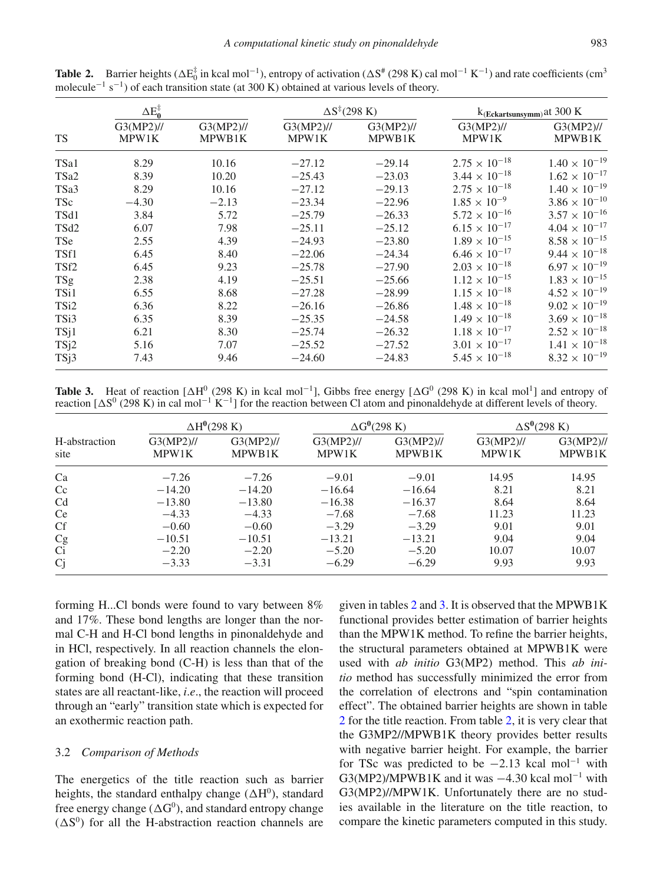**Table 2.** Barrier heights ($\Delta E_0^{\ddagger}$ in kcal mol$^{-1}$), entropy of activation ($\Delta S^{\#}$ (298 K) cal mol$^{-1}$ K$^{-1}$) and rate coefficients (cm$^3$ molecule$^{-1}$ s$^{-1}$) of each transition state (at 300 K) obtained at various levels of theory.

| | $\Delta E_0^{\ddagger}$ | | $\Delta S^{\ddagger}$(298 K) | | $k_{(\text{Eckartsunsymm})}$ at 300 K | |
|---|---|---|---|---|---|---|
| TS | G3(MP2)// MPW1K | G3(MP2)// MPWB1K | G3(MP2)// MPW1K | G3(MP2)// MPWB1K | G3(MP2)// MPW1K | G3(MP2)// MPWB1K |
| TSa1 | 8.29 | 10.16 | −27.12 | −29.14 | $2.75 \times 10^{-18}$ | $1.40 \times 10^{-19}$ |
| TSa2 | 8.39 | 10.20 | −25.43 | −23.03 | $3.44 \times 10^{-18}$ | $1.62 \times 10^{-17}$ |
| TSa3 | 8.29 | 10.16 | −27.12 | −29.13 | $2.75 \times 10^{-18}$ | $1.40 \times 10^{-19}$ |
| TSc | −4.30 | −2.13 | −23.34 | −22.96 | $1.85 \times 10^{-9}$ | $3.86 \times 10^{-10}$ |
| TSd1 | 3.84 | 5.72 | −25.79 | −26.33 | $5.72 \times 10^{-16}$ | $3.57 \times 10^{-16}$ |
| TSd2 | 6.07 | 7.98 | −25.11 | −25.12 | $6.15 \times 10^{-17}$ | $4.04 \times 10^{-17}$ |
| TSe | 2.55 | 4.39 | −24.93 | −23.80 | $1.89 \times 10^{-15}$ | $8.58 \times 10^{-15}$ |
| TSf1 | 6.45 | 8.40 | −22.06 | −24.34 | $6.46 \times 10^{-17}$ | $9.44 \times 10^{-18}$ |
| TSf2 | 6.45 | 9.23 | −25.78 | −27.90 | $2.03 \times 10^{-18}$ | $6.97 \times 10^{-19}$ |
| TSg | 2.38 | 4.19 | −25.51 | −25.66 | $1.12 \times 10^{-15}$ | $1.83 \times 10^{-15}$ |
| TSi1 | 6.55 | 8.68 | −27.28 | −28.99 | $1.15 \times 10^{-18}$ | $4.52 \times 10^{-19}$ |
| TSi2 | 6.36 | 8.22 | −26.16 | −26.86 | $1.48 \times 10^{-18}$ | $9.02 \times 10^{-19}$ |
| TSi3 | 6.35 | 8.39 | −25.35 | −24.58 | $1.49 \times 10^{-18}$ | $3.69 \times 10^{-18}$ |
| TSj1 | 6.21 | 8.30 | −25.74 | −26.32 | $1.18 \times 10^{-17}$ | $2.52 \times 10^{-18}$ |
| TSj2 | 5.16 | 7.07 | −25.52 | −27.52 | $3.01 \times 10^{-17}$ | $1.41 \times 10^{-18}$ |
| TSj3 | 7.43 | 9.46 | −24.60 | −24.83 | $5.45 \times 10^{-18}$ | $8.32 \times 10^{-19}$ |

**Table 3.** Heat of reaction [$\Delta H^0$ (298 K) in kcal mol$^{-1}$], Gibbs free energy [$\Delta G^0$ (298 K) in kcal mol$^1$] and entropy of reaction [$\Delta S^0$ (298 K) in cal mol$^{-1}$ K$^{-1}$] for the reaction between Cl atom and pinonaldehyde at different levels of theory.

| | $\Delta H^0$(298 K) | | $\Delta G^0$(298 K) | | $\Delta S^0$(298 K) | |
|---|---|---|---|---|---|---|
| H-abstraction site | G3(MP2)// MPW1K | G3(MP2)// MPWB1K | G3(MP2)// MPW1K | G3(MP2)// MPWB1K | G3(MP2)// MPW1K | G3(MP2)// MPWB1K |
| Ca | −7.26 | −7.26 | −9.01 | −9.01 | 14.95 | 14.95 |
| Cc | −14.20 | −14.20 | −16.64 | −16.64 | 8.21 | 8.21 |
| Cd | −13.80 | −13.80 | −16.38 | −16.37 | 8.64 | 8.64 |
| Ce | −4.33 | −4.33 | −7.68 | −7.68 | 11.23 | 11.23 |
| Cf | −0.60 | −0.60 | −3.29 | −3.29 | 9.01 | 9.01 |
| Cg | −10.51 | −10.51 | −13.21 | −13.21 | 9.04 | 9.04 |
| Ci | −2.20 | −2.20 | −5.20 | −5.20 | 10.07 | 10.07 |
| Cj | −3.33 | −3.31 | −6.29 | −6.29 | 9.93 | 9.93 |

forming H...Cl bonds were found to vary between 8% and 17%. These bond lengths are longer than the normal C-H and H-Cl bond lengths in pinonaldehyde and in HCl, respectively. In all reaction channels the elongation of breaking bond (C-H) is less than that of the forming bond (H-Cl), indicating that these transition states are all reactant-like, *i.e*., the reaction will proceed through an "early" transition state which is expected for an exothermic reaction path.

### 3.2 *Comparison of Methods*

The energetics of the title reaction such as barrier heights, the standard enthalpy change ($\Delta H^0$), standard free energy change ($\Delta G^0$), and standard entropy change ($\Delta S^0$) for all the H-abstraction reaction channels are given in tables 2 and 3. It is observed that the MPWB1K functional provides better estimation of barrier heights than the MPW1K method. To refine the barrier heights, the structural parameters obtained at MPWB1K were used with *ab initio* G3(MP2) method. This *ab initio* method has successfully minimized the error from the correlation of electrons and "spin contamination effect". The obtained barrier heights are shown in table 2 for the title reaction. From table 2, it is very clear that the G3MP2//MPWB1K theory provides better results with negative barrier height. For example, the barrier for TSc was predicted to be −2.13 kcal mol$^{-1}$ with G3(MP2)/MPWB1K and it was −4.30 kcal mol$^{-1}$ with G3(MP2)//MPW1K. Unfortunately there are no studies available in the literature on the title reaction, to compare the kinetic parameters computed in this study.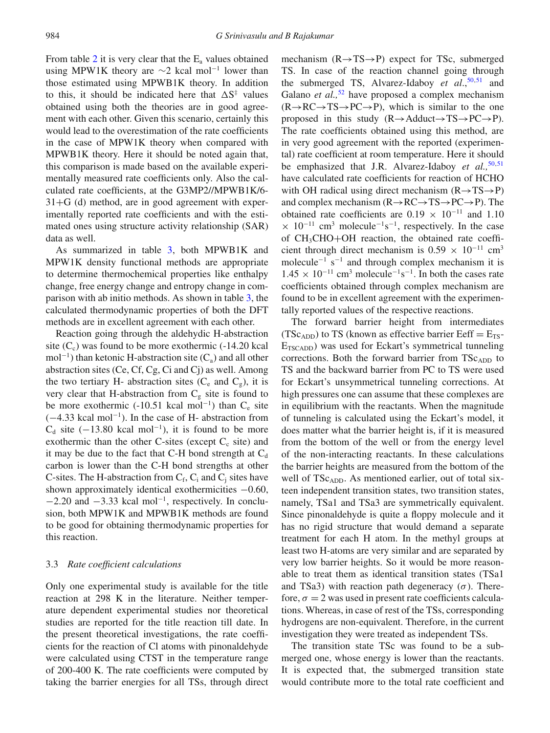From table 2 it is very clear that the $E_a$ values obtained using MPW1K theory are ~2 kcal mol$^{-1}$ lower than those estimated using MPWB1K theory. In addition to this, it should be indicated here that $\Delta S^{\ddagger}$ values obtained using both the theories are in good agreement with each other. Given this scenario, certainly this would lead to the overestimation of the rate coefficients in the case of MPW1K theory when compared with MPWB1K theory. Here it should be noted again that, this comparison is made based on the available experimentally measured rate coefficients only. Also the calculated rate coefficients, at the G3MP2//MPWB1K/6-31+G (d) method, are in good agreement with experimentally reported rate coefficients and with the estimated ones using structure activity relationship (SAR) data as well.

As summarized in table 3, both MPWB1K and MPW1K density functional methods are appropriate to determine thermochemical properties like enthalpy change, free energy change and entropy change in comparison with ab initio methods. As shown in table 3, the calculated thermodynamic properties of both the DFT methods are in excellent agreement with each other.

Reaction going through the aldehydic H-abstraction site ($C_c$) was found to be more exothermic (-14.20 kcal mol$^{-1}$) than ketonic H-abstraction site ($C_a$) and all other abstraction sites (Ce, Cf, Cg, Ci and Cj) as well. Among the two tertiary H- abstraction sites ($C_e$ and $C_g$), it is very clear that H-abstraction from $C_g$ site is found to be more exothermic (-10.51 kcal mol$^{-1}$) than $C_e$ site (−4.33 kcal mol$^{-1}$). In the case of H- abstraction from $C_d$ site (−13.80 kcal mol$^{-1}$), it is found to be more exothermic than the other C-sites (except $C_c$ site) and it may be due to the fact that C-H bond strength at $C_d$ carbon is lower than the C-H bond strengths at other C-sites. The H-abstraction from $C_f$, $C_i$ and $C_j$ sites have shown approximately identical exothermicities −0.60, −2.20 and −3.33 kcal mol$^{-1}$, respectively. In conclusion, both MPW1K and MPWB1K methods are found to be good for obtaining thermodynamic properties for this reaction.

### 3.3 *Rate coefficient calculations*

Only one experimental study is available for the title reaction at 298 K in the literature. Neither temperature dependent experimental studies nor theoretical studies are reported for the title reaction till date. In the present theoretical investigations, the rate coefficients for the reaction of Cl atoms with pinonaldehyde were calculated using CTST in the temperature range of 200-400 K. The rate coefficients were computed by taking the barrier energies for all TSs, through direct mechanism (R→TS→P) expect for TSc, submerged TS. In case of the reaction channel going through the submerged TS, Alvarez-Idaboy *et al.*,[50,51] and Galano *et al.,*[52] have proposed a complex mechanism (R→RC→TS→PC→P), which is similar to the one proposed in this study (R→Adduct→TS→PC→P). The rate coefficients obtained using this method, are in very good agreement with the reported (experimental) rate coefficient at room temperature. Here it should be emphasized that J.R. Alvarez-Idaboy *et al.,*[50,51] have calculated rate coefficients for reaction of HCHO with OH radical using direct mechanism (R→TS→P) and complex mechanism (R→RC→TS→PC→P). The obtained rate coefficients are $0.19 \times 10^{-11}$ and $1.10 \times 10^{-11}$ cm$^3$ molecule$^{-1}$s$^{-1}$, respectively. In the case of $CH_3CHO$+OH reaction, the obtained rate coefficient through direct mechanism is $0.59 \times 10^{-11}$ cm$^3$ molecule$^{-1}$ s$^{-1}$ and through complex mechanism it is $1.45 \times 10^{-11}$ cm$^3$ molecule$^{-1}$s$^{-1}$. In both the cases rate coefficients obtained through complex mechanism are found to be in excellent agreement with the experimentally reported values of the respective reactions.

The forward barrier height from intermediates ($TSc_{ADD}$) to TS (known as effective barrier Eeff = $E_{TS}$-$E_{TSCADD}$) was used for Eckart's symmetrical tunneling corrections. Both the forward barrier from $TSc_{ADD}$ to TS and the backward barrier from PC to TS were used for Eckart's unsymmetrical tunneling corrections. At high pressures one can assume that these complexes are in equilibrium with the reactants. When the magnitude of tunneling is calculated using the Eckart's model, it does matter what the barrier height is, if it is measured from the bottom of the well or from the energy level of the non-interacting reactants. In these calculations the barrier heights are measured from the bottom of the well of $TSc_{ADD}$. As mentioned earlier, out of total sixteen independent transition states, two transition states, namely, TSa1 and TSa3 are symmetrically equivalent. Since pinonaldehyde is quite a floppy molecule and it has no rigid structure that would demand a separate treatment for each H atom. In the methyl groups at least two H-atoms are very similar and are separated by very low barrier heights. So it would be more reasonable to treat them as identical transition states (TSa1 and TSa3) with reaction path degeneracy ($\sigma$). Therefore, $\sigma = 2$ was used in present rate coefficients calculations. Whereas, in case of rest of the TSs, corresponding hydrogens are non-equivalent. Therefore, in the current investigation they were treated as independent TSs.

The transition state TSc was found to be a submerged one, whose energy is lower than the reactants. It is expected that, the submerged transition state would contribute more to the total rate coefficient and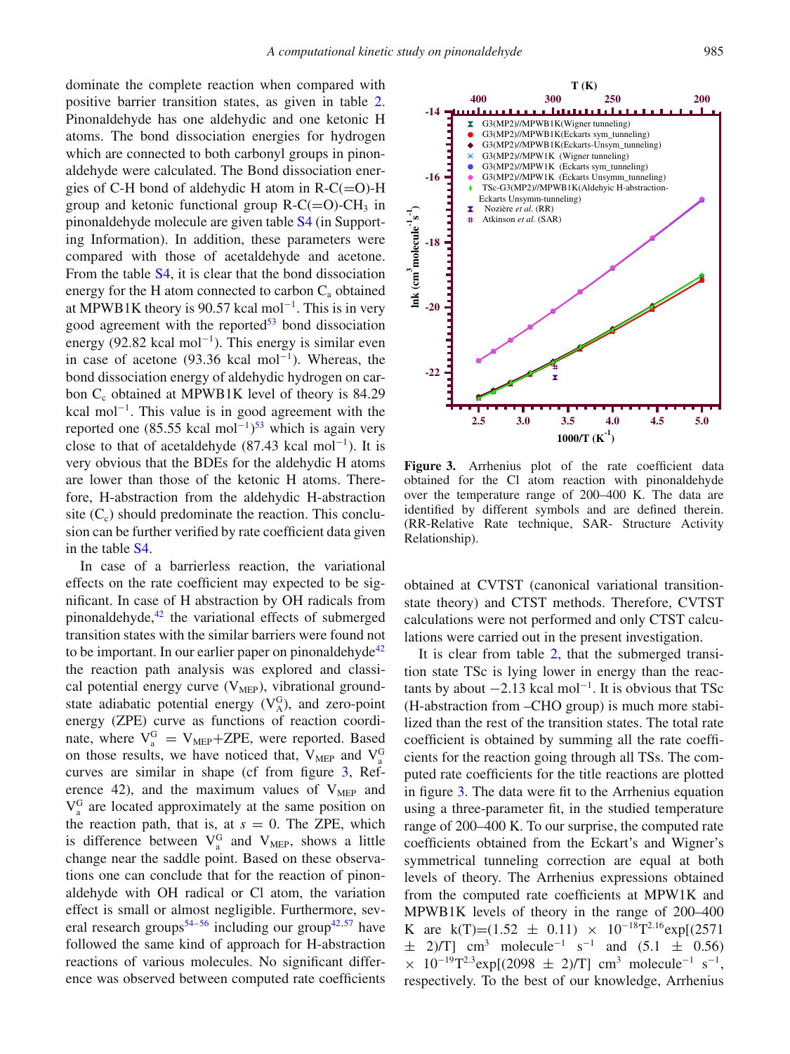dominate the complete reaction when compared with positive barrier transition states, as given in table 2. Pinonaldehyde has one aldehydic and one ketonic H atoms. The bond dissociation energies for hydrogen which are connected to both carbonyl groups in pinonaldehyde were calculated. The Bond dissociation energies of C-H bond of aldehydic H atom in R-C(=O)-H group and ketonic functional group R-C(=O)-$CH_3$ in pinonaldehyde molecule are given table S4 (in Supporting Information). In addition, these parameters were compared with those of acetaldehyde and acetone. From the table S4, it is clear that the bond dissociation energy for the H atom connected to carbon $C_a$ obtained at MPWB1K theory is 90.57 kcal $mol^{-1}$. This is in very good agreement with the reported[53] bond dissociation energy (92.82 kcal $mol^{-1}$). This energy is similar even in case of acetone (93.36 kcal $mol^{-1}$). Whereas, the bond dissociation energy of aldehydic hydrogen on carbon $C_c$ obtained at MPWB1K level of theory is 84.29 kcal $mol^{-1}$. This value is in good agreement with the reported one (85.55 kcal $mol^{-1}$)[53] which is again very close to that of acetaldehyde (87.43 kcal $mol^{-1}$). It is very obvious that the BDEs for the aldehydic H atoms are lower than those of the ketonic H atoms. Therefore, H-abstraction from the aldehydic H-abstraction site ($C_c$) should predominate the reaction. This conclusion can be further verified by rate coefficient data given in the table S4.

In case of a barrierless reaction, the variational effects on the rate coefficient may expected to be significant. In case of H abstraction by OH radicals from pinonaldehyde,[42] the variational effects of submerged transition states with the similar barriers were found not to be important. In our earlier paper on pinonaldehyde[42] the reaction path analysis was explored and classical potential energy curve ($V_{MEP}$), vibrational ground-state adiabatic potential energy ($V_A^G$), and zero-point energy (ZPE) curve as functions of reaction coordinate, where $V_a^G = V_{MEP}$+ZPE, were reported. Based on those results, we have noticed that, $V_{MEP}$ and $V_a^G$ curves are similar in shape (cf from figure 3, Reference 42), and the maximum values of $V_{MEP}$ and $V_a^G$ are located approximately at the same position on the reaction path, that is, at $s = 0$. The ZPE, which is difference between $V_a^G$ and $V_{MEP}$, shows a little change near the saddle point. Based on these observations one can conclude that for the reaction of pinonaldehyde with OH radical or Cl atom, the variation effect is small or almost negligible. Furthermore, several research groups[54–56] including our group[42,57] have followed the same kind of approach for H-abstraction reactions of various molecules. No significant difference was observed between computed rate coefficients obtained at CVTST (canonical variational transition-state theory) and CTST methods. Therefore, CVTST calculations were not performed and only CTST calculations were carried out in the present investigation.

**Figure 3.** Arrhenius plot of the rate coefficient data obtained for the Cl atom reaction with pinonaldehyde over the temperature range of 200–400 K. The data are identified by different symbols and are defined therein. (RR-Relative Rate technique, SAR- Structure Activity Relationship).

It is clear from table 2, that the submerged transition state TSc is lying lower in energy than the reactants by about −2.13 kcal $mol^{-1}$. It is obvious that TSc (H-abstraction from –CHO group) is much more stabilized than the rest of the transition states. The total rate coefficient is obtained by summing all the rate coefficients for the reaction going through all TSs. The computed rate coefficients for the title reactions are plotted in figure 3. The data were fit to the Arrhenius equation using a three-parameter fit, in the studied temperature range of 200–400 K. To our surprise, the computed rate coefficients obtained from the Eckart's and Wigner's symmetrical tunneling correction are equal at both levels of theory. The Arrhenius expressions obtained from the computed rate coefficients at MPW1K and MPWB1K levels of theory in the range of 200–400 K are $k(T)=(1.52 \pm 0.11) \times 10^{-18}T^{2.16}\exp[(2571 \pm 2)/T]$ $cm^3$ $molecule^{-1}$ $s^{-1}$ and $(5.1 \pm 0.56) \times 10^{-19}T^{2.3}\exp[(2098 \pm 2)/T]$ $cm^3$ $molecule^{-1}$ $s^{-1}$, respectively. To the best of our knowledge, Arrhenius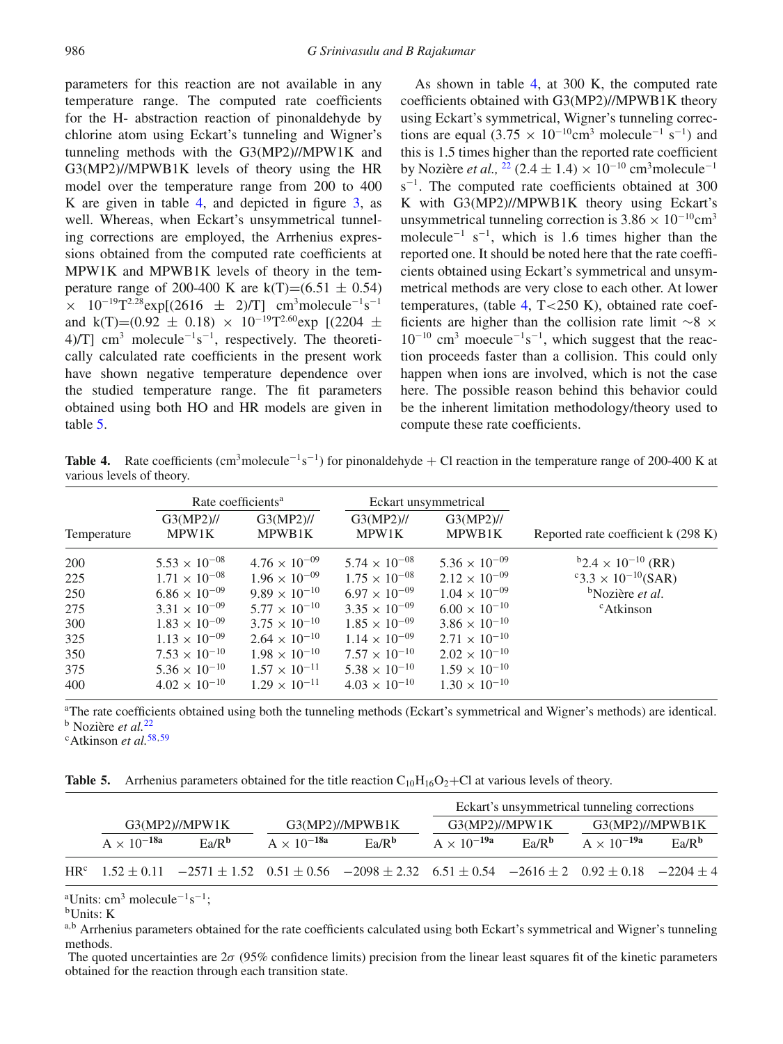parameters for this reaction are not available in any temperature range. The computed rate coefficients for the H- abstraction reaction of pinonaldehyde by chlorine atom using Eckart's tunneling and Wigner's tunneling methods with the G3(MP2)//MPW1K and G3(MP2)//MPWB1K levels of theory using the HR model over the temperature range from 200 to 400 K are given in table 4, and depicted in figure 3, as well. Whereas, when Eckart's unsymmetrical tunneling corrections are employed, the Arrhenius expressions obtained from the computed rate coefficients at MPW1K and MPWB1K levels of theory in the temperature range of 200-400 K are $k(T)=(6.51 \pm 0.54) \times 10^{-19}T^{2.28}\exp[(2616 \pm 2)/T]$ $cm^3 molecule^{-1}s^{-1}$ and $k(T)=(0.92 \pm 0.18) \times 10^{-19}T^{2.60}\exp[(2204 \pm 4)/T]$ $cm^3 molecule^{-1}s^{-1}$, respectively. The theoretically calculated rate coefficients in the present work have shown negative temperature dependence over the studied temperature range. The fit parameters obtained using both HO and HR models are given in table 5.

As shown in table 4, at 300 K, the computed rate coefficients obtained with G3(MP2)//MPWB1K theory using Eckart's symmetrical, Wigner's tunneling corrections are equal ($3.75 \times 10^{-10} cm^3 molecule^{-1} s^{-1}$) and this is 1.5 times higher than the reported rate coefficient by Nozière *et al.,* [22] $(2.4 \pm 1.4) \times 10^{-10}$ $cm^3 molecule^{-1} s^{-1}$. The computed rate coefficients obtained at 300 K with G3(MP2)//MPWB1K theory using Eckart's unsymmetrical tunneling correction is $3.86 \times 10^{-10} cm^3 molecule^{-1} s^{-1}$, which is 1.6 times higher than the reported one. It should be noted here that the rate coefficients obtained using Eckart's symmetrical and unsymmetrical methods are very close to each other. At lower temperatures, (table 4, T<250 K), obtained rate coefficients are higher than the collision rate limit $\sim 8 \times 10^{-10}$ $cm^3$ moecule$^{-1}s^{-1}$, which suggest that the reaction proceeds faster than a collision. This could only happen when ions are involved, which is not the case here. The possible reason behind this behavior could be the inherent limitation methodology/theory used to compute these rate coefficients.

**Table 4.** Rate coefficients ($cm^3 molecule^{-1}s^{-1}$) for pinonaldehyde + Cl reaction in the temperature range of 200-400 K at various levels of theory.

| Temperature | Rate coefficients[a] G3(MP2)//MPW1K | Rate coefficients[a] G3(MP2)//MPWB1K | Eckart unsymmetrical G3(MP2)//MPW1K | Eckart unsymmetrical G3(MP2)//MPWB1K | Reported rate coefficient k (298 K) |
|---|---|---|---|---|---|
| 200 | $5.53 \times 10^{-08}$ | $4.76 \times 10^{-09}$ | $5.74 \times 10^{-08}$ | $5.36 \times 10^{-09}$ | [b]$2.4 \times 10^{-10}$ (RR) |
| 225 | $1.71 \times 10^{-08}$ | $1.96 \times 10^{-09}$ | $1.75 \times 10^{-08}$ | $2.12 \times 10^{-09}$ | [c]$3.3 \times 10^{-10}$(SAR) |
| 250 | $6.86 \times 10^{-09}$ | $9.89 \times 10^{-10}$ | $6.97 \times 10^{-09}$ | $1.04 \times 10^{-09}$ | [b]Nozière *et al.* |
| 275 | $3.31 \times 10^{-09}$ | $5.77 \times 10^{-10}$ | $3.35 \times 10^{-09}$ | $6.00 \times 10^{-10}$ | [c]Atkinson |
| 300 | $1.83 \times 10^{-09}$ | $3.75 \times 10^{-10}$ | $1.85 \times 10^{-09}$ | $3.86 \times 10^{-10}$ | |
| 325 | $1.13 \times 10^{-09}$ | $2.64 \times 10^{-10}$ | $1.14 \times 10^{-09}$ | $2.71 \times 10^{-10}$ | |
| 350 | $7.53 \times 10^{-10}$ | $1.98 \times 10^{-10}$ | $7.57 \times 10^{-10}$ | $2.02 \times 10^{-10}$ | |
| 375 | $5.36 \times 10^{-10}$ | $1.57 \times 10^{-11}$ | $5.38 \times 10^{-10}$ | $1.59 \times 10^{-10}$ | |
| 400 | $4.02 \times 10^{-10}$ | $1.29 \times 10^{-11}$ | $4.03 \times 10^{-10}$ | $1.30 \times 10^{-10}$ | |

[a]The rate coefficients obtained using both the tunneling methods (Eckart's symmetrical and Wigner's methods) are identical.
[b] Nozière *et al.*[22]
[c]Atkinson *et al.*[58,59]

**Table 5.** Arrhenius parameters obtained for the title reaction $C_{10}H_{16}O_2$+Cl at various levels of theory.

| | G3(MP2)//MPW1K | | G3(MP2)//MPWB1K | | Eckart's unsymmetrical tunneling corrections G3(MP2)//MPW1K | | Eckart's unsymmetrical tunneling corrections G3(MP2)//MPWB1K | |
|---|---|---|---|---|---|---|---|---|
| | $A \times 10^{-18a}$ | $Ea/R^b$ | $A \times 10^{-18a}$ | $Ea/R^b$ | $A \times 10^{-19a}$ | $Ea/R^b$ | $A \times 10^{-19a}$ | $Ea/R^b$ |
| HR[c] | $1.52 \pm 0.11$ | $-2571 \pm 1.52$ | $0.51 \pm 0.56$ | $-2098 \pm 2.32$ | $6.51 \pm 0.54$ | $-2616 \pm 2$ | $0.92 \pm 0.18$ | $-2204 \pm 4$ |

[a]Units: $cm^3 molecule^{-1}s^{-1}$;
[b]Units: K
[a,b] Arrhenius parameters obtained for the rate coefficients calculated using both Eckart's symmetrical and Wigner's tunneling methods.
The quoted uncertainties are $2\sigma$ (95% confidence limits) precision from the linear least squares fit of the kinetic parameters obtained for the reaction through each transition state.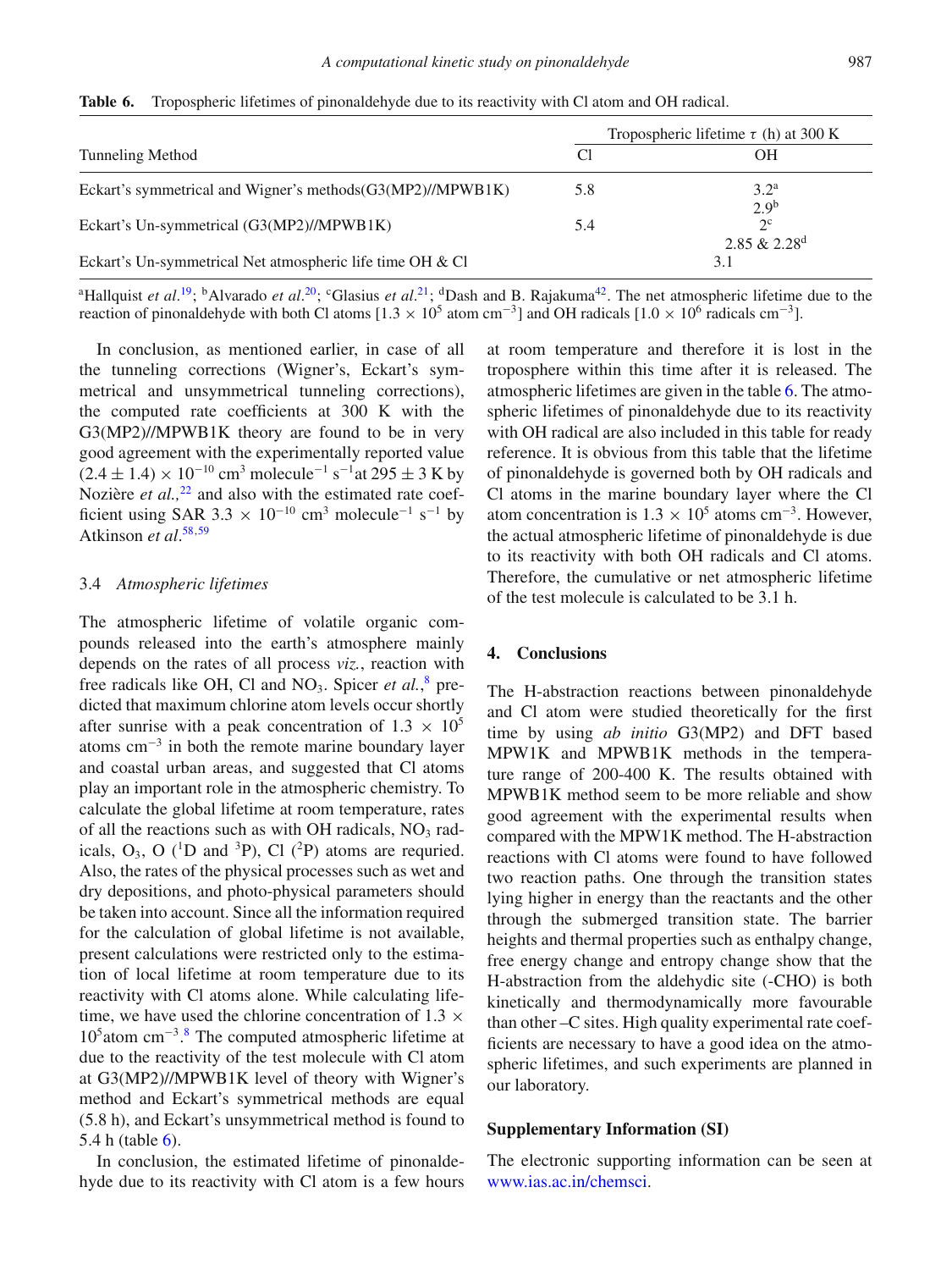**Table 6.** Tropospheric lifetimes of pinonaldehyde due to its reactivity with Cl atom and OH radical.

| Tunneling Method | Tropospheric lifetime $\tau$ (h) at 300 K | |
|---|---|---|
| | Cl | OH |
| Eckart's symmetrical and Wigner's methods(G3(MP2)//MPWB1K) | 5.8 | 3.2[a] 2.9[b] |
| Eckart's Un-symmetrical (G3(MP2)//MPWB1K) | 5.4 | 2[c] 2.85 & 2.28[d] |
| Eckart's Un-symmetrical Net atmospheric life time OH & Cl | 3.1 | |

[a]Hallquist *et al*.[19]; [b]Alvarado *et al*.[20]; [c]Glasius *et al*.[21]; [d]Dash and B. Rajakuma[42]. The net atmospheric lifetime due to the reaction of pinonaldehyde with both Cl atoms [$1.3 \times 10^5$ atom cm$^{-3}$] and OH radicals [$1.0 \times 10^6$ radicals cm$^{-3}$].

In conclusion, as mentioned earlier, in case of all the tunneling corrections (Wigner's, Eckart's symmetrical and unsymmetrical tunneling corrections), the computed rate coefficients at 300 K with the G3(MP2)//MPWB1K theory are found to be in very good agreement with the experimentally reported value $(2.4 \pm 1.4) \times 10^{-10}$ cm$^3$ molecule$^{-1}$ s$^{-1}$at $295 \pm 3$ K by Nozière *et al.*,[22] and also with the estimated rate coefficient using SAR $3.3 \times 10^{-10}$ cm$^3$ molecule$^{-1}$ s$^{-1}$ by Atkinson *et al*.[58,59]

### 3.4 *Atmospheric lifetimes*

The atmospheric lifetime of volatile organic compounds released into the earth's atmosphere mainly depends on the rates of all process *viz.*, reaction with free radicals like OH, Cl and $NO_3$. Spicer *et al.*,[8] predicted that maximum chlorine atom levels occur shortly after sunrise with a peak concentration of $1.3 \times 10^5$ atoms cm$^{-3}$ in both the remote marine boundary layer and coastal urban areas, and suggested that Cl atoms play an important role in the atmospheric chemistry. To calculate the global lifetime at room temperature, rates of all the reactions such as with OH radicals, $NO_3$ radicals, $O_3$, O ($^1$D and $^3$P), Cl ($^2$P) atoms are requried. Also, the rates of the physical processes such as wet and dry depositions, and photo-physical parameters should be taken into account. Since all the information required for the calculation of global lifetime is not available, present calculations were restricted only to the estimation of local lifetime at room temperature due to its reactivity with Cl atoms alone. While calculating lifetime, we have used the chlorine concentration of $1.3 \times 10^5$atom cm$^{-3}$.[8] The computed atmospheric lifetime at due to the reactivity of the test molecule with Cl atom at G3(MP2)//MPWB1K level of theory with Wigner's method and Eckart's symmetrical methods are equal (5.8 h), and Eckart's unsymmetrical method is found to 5.4 h (table 6).

In conclusion, the estimated lifetime of pinonaldehyde due to its reactivity with Cl atom is a few hours at room temperature and therefore it is lost in the troposphere within this time after it is released. The atmospheric lifetimes are given in the table 6. The atmospheric lifetimes of pinonaldehyde due to its reactivity with OH radical are also included in this table for ready reference. It is obvious from this table that the lifetime of pinonaldehyde is governed both by OH radicals and Cl atoms in the marine boundary layer where the Cl atom concentration is $1.3 \times 10^5$ atoms cm$^{-3}$. However, the actual atmospheric lifetime of pinonaldehyde is due to its reactivity with both OH radicals and Cl atoms. Therefore, the cumulative or net atmospheric lifetime of the test molecule is calculated to be 3.1 h.

## 4. Conclusions

The H-abstraction reactions between pinonaldehyde and Cl atom were studied theoretically for the first time by using *ab initio* G3(MP2) and DFT based MPW1K and MPWB1K methods in the temperature range of 200-400 K. The results obtained with MPWB1K method seem to be more reliable and show good agreement with the experimental results when compared with the MPW1K method. The H-abstraction reactions with Cl atoms were found to have followed two reaction paths. One through the transition states lying higher in energy than the reactants and the other through the submerged transition state. The barrier heights and thermal properties such as enthalpy change, free energy change and entropy change show that the H-abstraction from the aldehydic site (-CHO) is both kinetically and thermodynamically more favourable than other –C sites. High quality experimental rate coefficients are necessary to have a good idea on the atmospheric lifetimes, and such experiments are planned in our laboratory.

### Supplementary Information (SI)

The electronic supporting information can be seen at www.ias.ac.in/chemsci.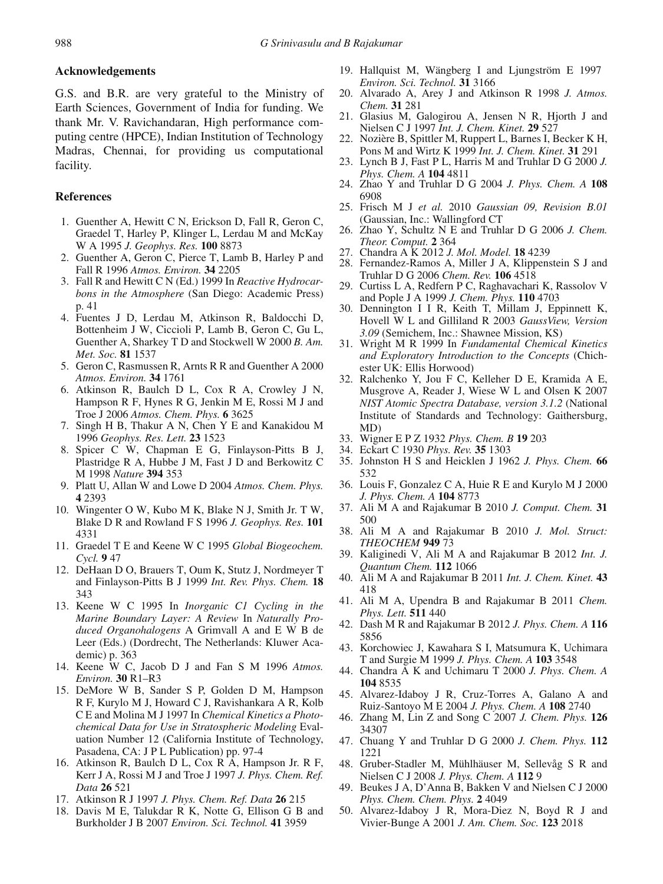## Acknowledgements

G.S. and B.R. are very grateful to the Ministry of Earth Sciences, Government of India for funding. We thank Mr. V. Ravichandaran, High performance computing centre (HPCE), Indian Institution of Technology Madras, Chennai, for providing us computational facility.

## References

1. Guenther A, Hewitt C N, Erickson D, Fall R, Geron C, Graedel T, Harley P, Klinger L, Lerdau M and McKay W A 1995 *J. Geophys. Res.* **100** 8873
2. Guenther A, Geron C, Pierce T, Lamb B, Harley P and Fall R 1996 *Atmos. Environ.* **34** 2205
3. Fall R and Hewitt C N (Ed.) 1999 In *Reactive Hydrocarbons in the Atmosphere* (San Diego: Academic Press) p. 41
4. Fuentes J D, Lerdau M, Atkinson R, Baldocchi D, Bottenheim J W, Ciccioli P, Lamb B, Geron C, Gu L, Guenther A, Sharkey T D and Stockwell W 2000 *B. Am. Met. Soc.* **81** 1537
5. Geron C, Rasmussen R, Arnts R R and Guenther A 2000 *Atmos. Environ.* **34** 1761
6. Atkinson R, Baulch D L, Cox R A, Crowley J N, Hampson R F, Hynes R G, Jenkin M E, Rossi M J and Troe J 2006 *Atmos. Chem. Phys.* **6** 3625
7. Singh H B, Thakur A N, Chen Y E and Kanakidou M 1996 *Geophys. Res. Lett.* **23** 1523
8. Spicer C W, Chapman E G, Finlayson-Pitts B J, Plastridge R A, Hubbe J M, Fast J D and Berkowitz C M 1998 *Nature* **394** 353
9. Platt U, Allan W and Lowe D 2004 *Atmos. Chem. Phys.* **4** 2393
10. Wingenter O W, Kubo M K, Blake N J, Smith Jr. T W, Blake D R and Rowland F S 1996 *J. Geophys. Res.* **101** 4331
11. Graedel T E and Keene W C 1995 *Global Biogeochem. Cycl.* **9** 47
12. DeHaan D O, Brauers T, Oum K, Stutz J, Nordmeyer T and Finlayson-Pitts B J 1999 *Int. Rev. Phys. Chem.* **18** 343
13. Keene W C 1995 In *Inorganic C1 Cycling in the Marine Boundary Layer: A Review* In *Naturally Produced Organohalogens* A Grimvall A and E W B de Leer (Eds.) (Dordrecht, The Netherlands: Kluwer Academic) p. 363
14. Keene W C, Jacob D J and Fan S M 1996 *Atmos. Environ.* **30** R1–R3
15. DeMore W B, Sander S P, Golden D M, Hampson R F, Kurylo M J, Howard C J, Ravishankara A R, Kolb C E and Molina M J 1997 In *Chemical Kinetics a Photochemical Data for Use in Stratospheric Modeling* Evaluation Number 12 (California Institute of Technology, Pasadena, CA: J P L Publication) pp. 97-4
16. Atkinson R, Baulch D L, Cox R A, Hampson Jr. R F, Kerr J A, Rossi M J and Troe J 1997 *J. Phys. Chem. Ref. Data* **26** 521
17. Atkinson R J 1997 *J. Phys. Chem. Ref. Data* **26** 215
18. Davis M E, Talukdar R K, Notte G, Ellison G B and Burkholder J B 2007 *Environ. Sci. Technol.* **41** 3959
19. Hallquist M, Wängberg I and Ljungström E 1997 *Environ. Sci. Technol.* **31** 3166
20. Alvarado A, Arey J and Atkinson R 1998 *J. Atmos. Chem.* **31** 281
21. Glasius M, Galogirou A, Jensen N R, Hjorth J and Nielsen C J 1997 *Int. J. Chem. Kinet.* **29** 527
22. Nozière B, Spittler M, Ruppert L, Barnes I, Becker K H, Pons M and Wirtz K 1999 *Int. J. Chem. Kinet.* **31** 291
23. Lynch B J, Fast P L, Harris M and Truhlar D G 2000 *J. Phys. Chem. A* **104** 4811
24. Zhao Y and Truhlar D G 2004 *J. Phys. Chem. A* **108** 6908
25. Frisch M J *et al.* 2010 *Gaussian 09, Revision B.01* (Gaussian, Inc.: Wallingford CT
26. Zhao Y, Schultz N E and Truhlar D G 2006 *J. Chem. Theor. Comput.* **2** 364
27. Chandra A K 2012 *J. Mol. Model.* **18** 4239
28. Fernandez-Ramos A, Miller J A, Klippenstein S J and Truhlar D G 2006 *Chem. Rev.* **106** 4518
29. Curtiss L A, Redfern P C, Raghavachari K, Rassolov V and Pople J A 1999 *J. Chem. Phys.* **110** 4703
30. Dennington I I R, Keith T, Millam J, Eppinnett K, Hovell W L and Gilliland R 2003 *GaussView, Version 3.09* (Semichem, Inc.: Shawnee Mission, KS)
31. Wright M R 1999 In *Fundamental Chemical Kinetics and Exploratory Introduction to the Concepts* (Chichester UK: Ellis Horwood)
32. Ralchenko Y, Jou F C, Kelleher D E, Kramida A E, Musgrove A, Reader J, Wiese W L and Olsen K 2007 *NIST Atomic Spectra Database, version 3.1.2* (National Institute of Standards and Technology: Gaithersburg, MD)
33. Wigner E P Z 1932 *Phys. Chem. B* **19** 203
34. Eckart C 1930 *Phys. Rev.* **35** 1303
35. Johnston H S and Heicklen J 1962 *J. Phys. Chem.* **66** 532
36. Louis F, Gonzalez C A, Huie R E and Kurylo M J 2000 *J. Phys. Chem. A* **104** 8773
37. Ali M A and Rajakumar B 2010 *J. Comput. Chem.* **31** 500
38. Ali M A and Rajakumar B 2010 *J. Mol. Struct: THEOCHEM* **949** 73
39. Kaliginedi V, Ali M A and Rajakumar B 2012 *Int. J. Quantum Chem.* **112** 1066
40. Ali M A and Rajakumar B 2011 *Int. J. Chem. Kinet.* **43** 418
41. Ali M A, Upendra B and Rajakumar B 2011 *Chem. Phys. Lett.* **511** 440
42. Dash M R and Rajakumar B 2012 *J. Phys. Chem. A* **116** 5856
43. Korchowiec J, Kawahara S I, Matsumura K, Uchimara T and Surgie M 1999 *J. Phys. Chem. A* **103** 3548
44. Chandra A K and Uchimaru T 2000 *J. Phys. Chem. A* **104** 8535
45. Alvarez-Idaboy J R, Cruz-Torres A, Galano A and Ruiz-Santoyo M E 2004 *J. Phys. Chem. A* **108** 2740
46. Zhang M, Lin Z and Song C 2007 *J. Chem. Phys.* **126** 34307
47. Chuang Y and Truhlar D G 2000 *J. Chem. Phys.* **112** 1221
48. Gruber-Stadler M, Mühlhäuser M, Sellevåg S R and Nielsen C J 2008 *J. Phys. Chem. A* **112** 9
49. Beukes J A, D'Anna B, Bakken V and Nielsen C J 2000 *Phys. Chem. Chem. Phys.* **2** 4049
50. Alvarez-Idaboy J R, Mora-Diez N, Boyd R J and Vivier-Bunge A 2001 *J. Am. Chem. Soc.* **123** 2018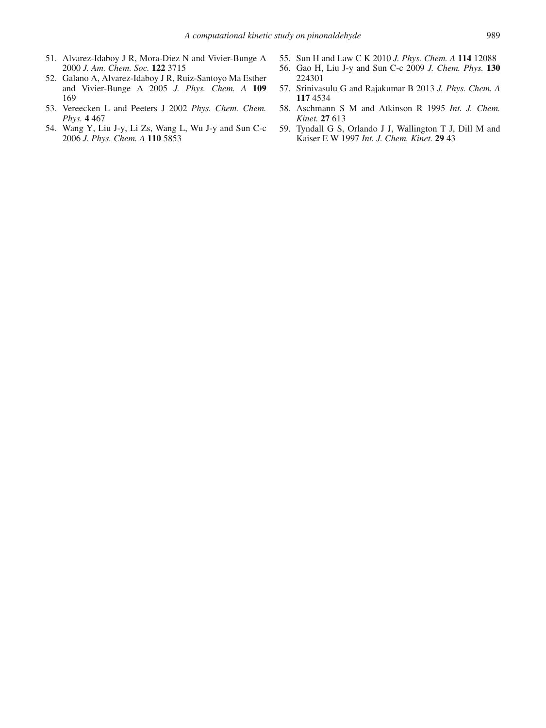51. Alvarez-Idaboy J R, Mora-Diez N and Vivier-Bunge A 2000 *J. Am. Chem. Soc.* **122** 3715
52. Galano A, Alvarez-Idaboy J R, Ruiz-Santoyo Ma Esther and Vivier-Bunge A 2005 *J. Phys. Chem. A* **109** 169
53. Vereecken L and Peeters J 2002 *Phys. Chem. Chem. Phys.* **4** 467
54. Wang Y, Liu J-y, Li Zs, Wang L, Wu J-y and Sun C-c 2006 *J. Phys. Chem. A* **110** 5853
55. Sun H and Law C K 2010 *J. Phys. Chem. A* **114** 12088
56. Gao H, Liu J-y and Sun C-c 2009 *J. Chem. Phys.* **130** 224301
57. Srinivasulu G and Rajakumar B 2013 *J. Phys. Chem. A* **117** 4534
58. Aschmann S M and Atkinson R 1995 *Int. J. Chem. Kinet.* **27** 613
59. Tyndall G S, Orlando J J, Wallington T J, Dill M and Kaiser E W 1997 *Int. J. Chem. Kinet.* **29** 43